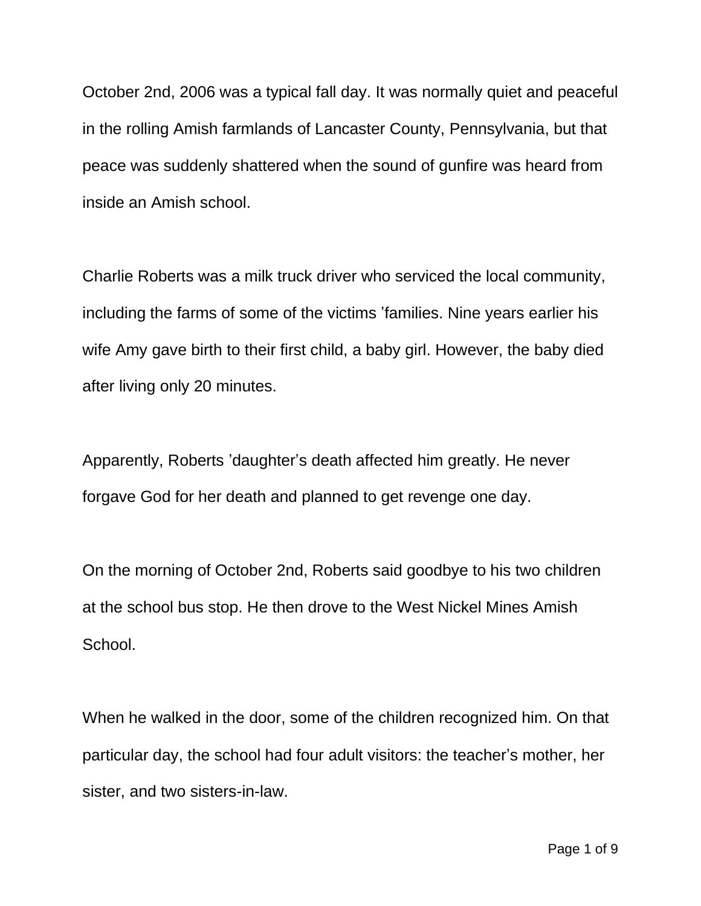October 2nd, 2006 was a typical fall day. It was normally quiet and peaceful in the rolling Amish farmlands of Lancaster County, Pennsylvania, but that peace was suddenly shattered when the sound of gunfire was heard from inside an Amish school.

Charlie Roberts was a milk truck driver who serviced the local community, including the farms of some of the victims ’families. Nine years earlier his wife Amy gave birth to their first child, a baby girl. However, the baby died after living only 20 minutes.

Apparently, Roberts ’daughter’s death affected him greatly. He never forgave God for her death and planned to get revenge one day.

On the morning of October 2nd, Roberts said goodbye to his two children at the school bus stop. He then drove to the West Nickel Mines Amish School.

When he walked in the door, some of the children recognized him. On that particular day, the school had four adult visitors: the teacher’s mother, her sister, and two sisters-in-law.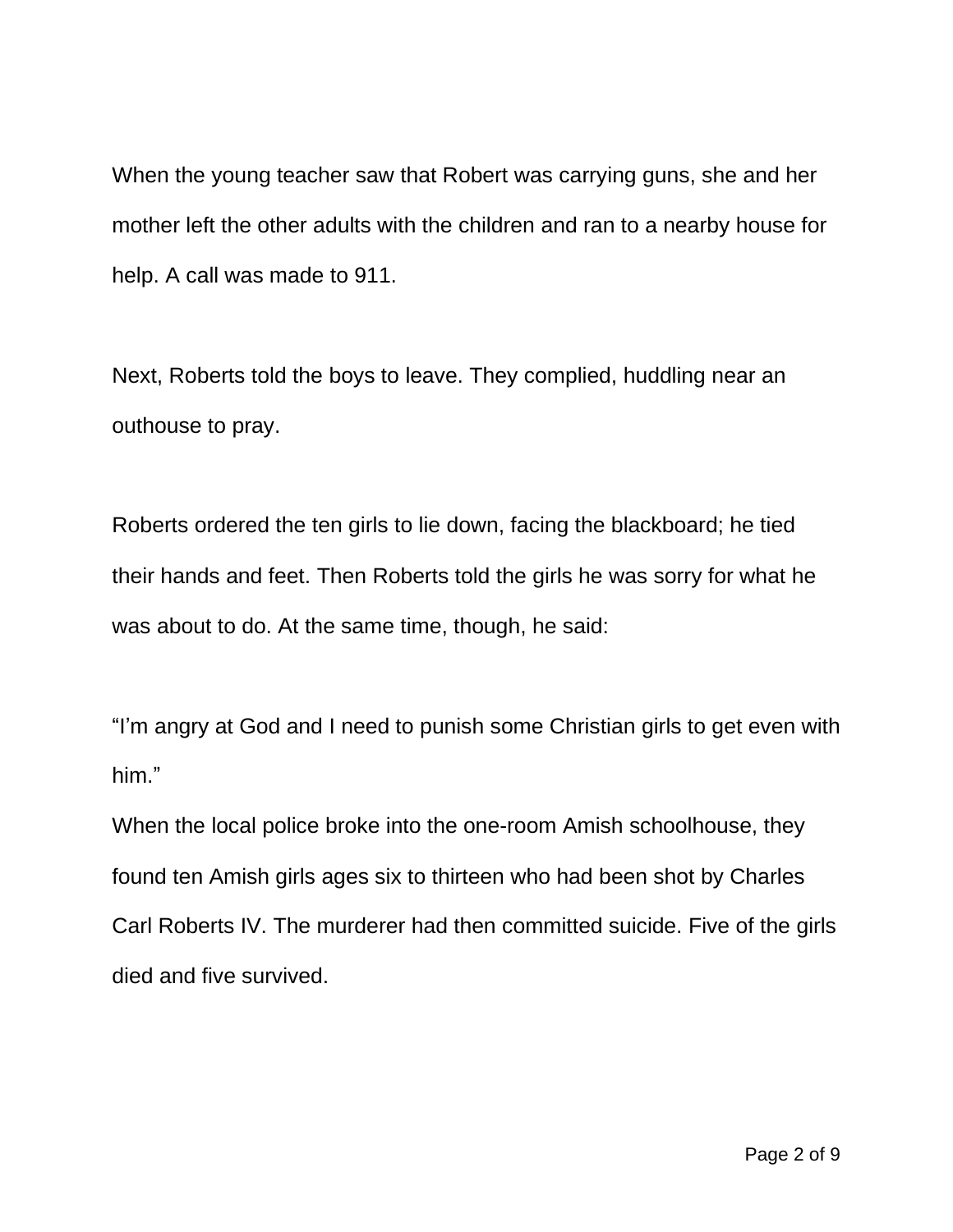When the young teacher saw that Robert was carrying guns, she and her mother left the other adults with the children and ran to a nearby house for help. A call was made to 911.

Next, Roberts told the boys to leave. They complied, huddling near an outhouse to pray.

Roberts ordered the ten girls to lie down, facing the blackboard; he tied their hands and feet. Then Roberts told the girls he was sorry for what he was about to do. At the same time, though, he said:

"I'm angry at God and I need to punish some Christian girls to get even with him."

When the local police broke into the one-room Amish schoolhouse, they found ten Amish girls ages six to thirteen who had been shot by Charles Carl Roberts IV. The murderer had then committed suicide. Five of the girls died and five survived.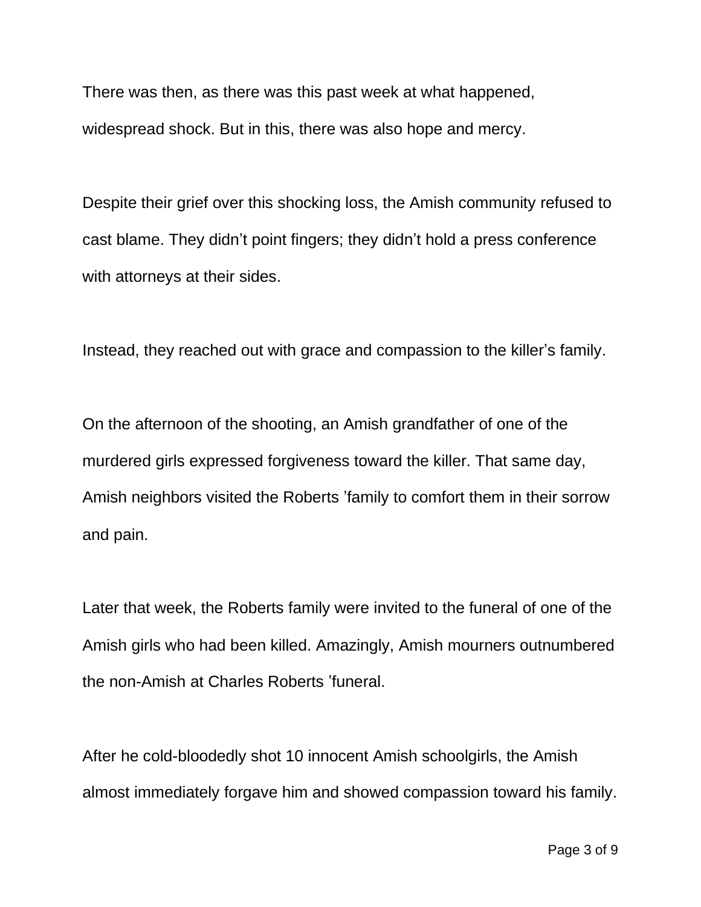There was then, as there was this past week at what happened, widespread shock. But in this, there was also hope and mercy.

Despite their grief over this shocking loss, the Amish community refused to cast blame. They didn’t point fingers; they didn’t hold a press conference with attorneys at their sides.

Instead, they reached out with grace and compassion to the killer’s family.

On the afternoon of the shooting, an Amish grandfather of one of the murdered girls expressed forgiveness toward the killer. That same day, Amish neighbors visited the Roberts ’family to comfort them in their sorrow and pain.

Later that week, the Roberts family were invited to the funeral of one of the Amish girls who had been killed. Amazingly, Amish mourners outnumbered the non-Amish at Charles Roberts ’funeral.

After he cold-bloodedly shot 10 innocent Amish schoolgirls, the Amish almost immediately forgave him and showed compassion toward his family.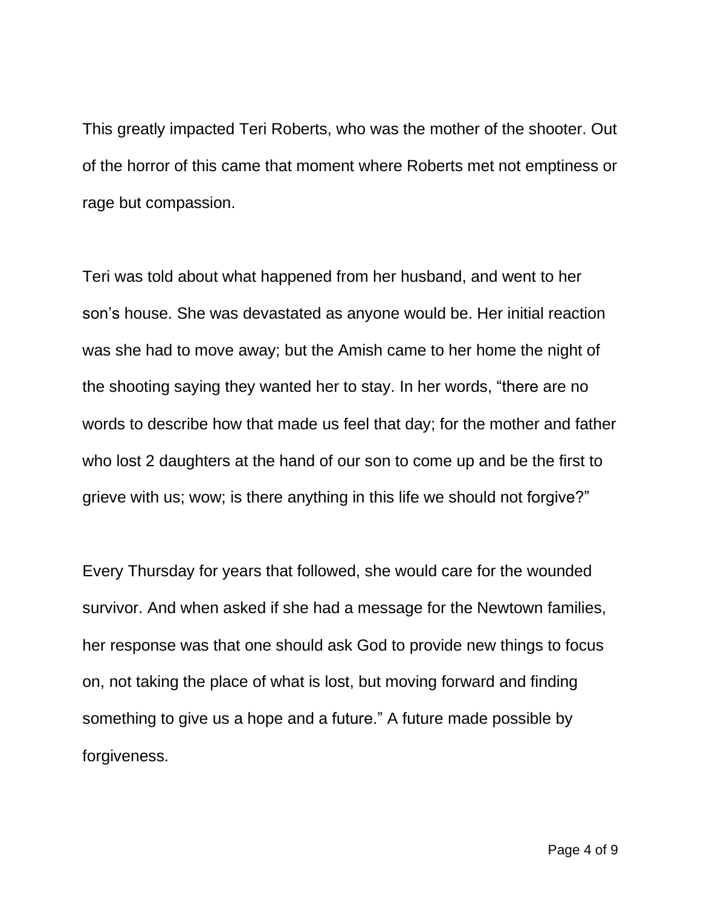This greatly impacted Teri Roberts, who was the mother of the shooter. Out of the horror of this came that moment where Roberts met not emptiness or rage but compassion.

Teri was told about what happened from her husband, and went to her son's house. She was devastated as anyone would be. Her initial reaction was she had to move away; but the Amish came to her home the night of the shooting saying they wanted her to stay. In her words, "there are no words to describe how that made us feel that day; for the mother and father who lost 2 daughters at the hand of our son to come up and be the first to grieve with us; wow; is there anything in this life we should not forgive?"

Every Thursday for years that followed, she would care for the wounded survivor. And when asked if she had a message for the Newtown families, her response was that one should ask God to provide new things to focus on, not taking the place of what is lost, but moving forward and finding something to give us a hope and a future." A future made possible by forgiveness.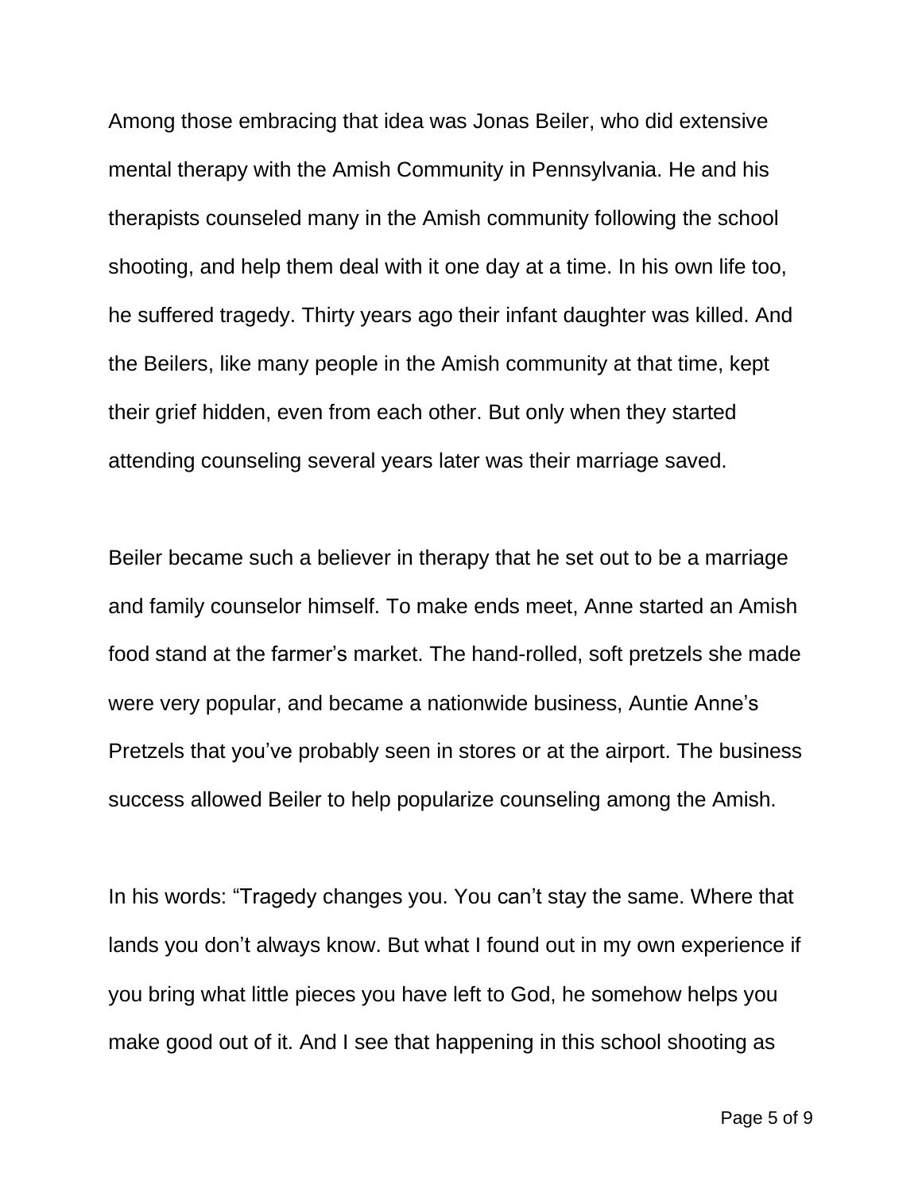Among those embracing that idea was Jonas Beiler, who did extensive mental therapy with the Amish Community in Pennsylvania. He and his therapists counseled many in the Amish community following the school shooting, and help them deal with it one day at a time. In his own life too, he suffered tragedy. Thirty years ago their infant daughter was killed. And the Beilers, like many people in the Amish community at that time, kept their grief hidden, even from each other. But only when they started attending counseling several years later was their marriage saved.

Beiler became such a believer in therapy that he set out to be a marriage and family counselor himself. To make ends meet, Anne started an Amish food stand at the farmer's market. The hand-rolled, soft pretzels she made were very popular, and became a nationwide business, Auntie Anne's Pretzels that you've probably seen in stores or at the airport. The business success allowed Beiler to help popularize counseling among the Amish.

In his words: "Tragedy changes you. You can't stay the same. Where that lands you don't always know. But what I found out in my own experience if you bring what little pieces you have left to God, he somehow helps you make good out of it. And I see that happening in this school shooting as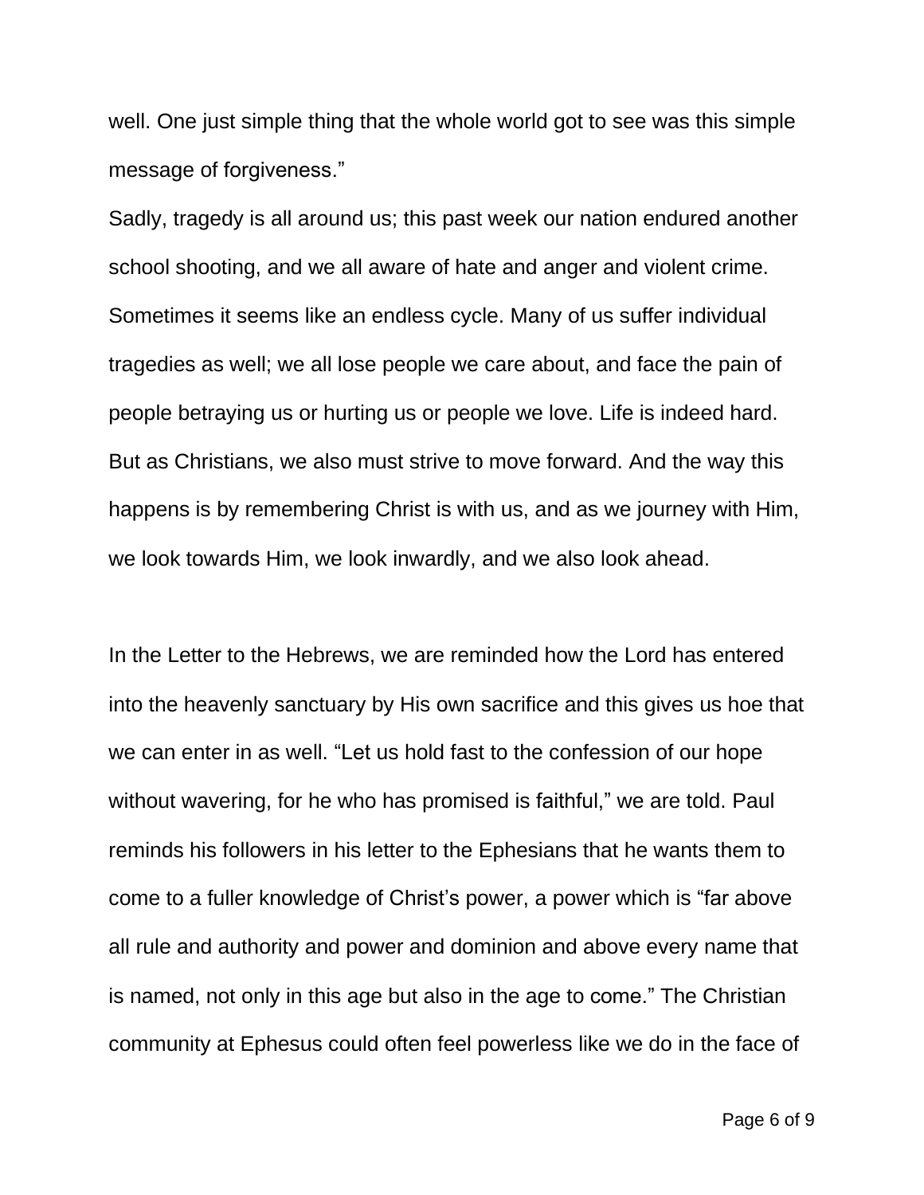well. One just simple thing that the whole world got to see was this simple message of forgiveness."

Sadly, tragedy is all around us; this past week our nation endured another school shooting, and we all aware of hate and anger and violent crime. Sometimes it seems like an endless cycle. Many of us suffer individual tragedies as well; we all lose people we care about, and face the pain of people betraying us or hurting us or people we love. Life is indeed hard. But as Christians, we also must strive to move forward. And the way this happens is by remembering Christ is with us, and as we journey with Him, we look towards Him, we look inwardly, and we also look ahead.

In the Letter to the Hebrews, we are reminded how the Lord has entered into the heavenly sanctuary by His own sacrifice and this gives us hoe that we can enter in as well. "Let us hold fast to the confession of our hope without wavering, for he who has promised is faithful," we are told. Paul reminds his followers in his letter to the Ephesians that he wants them to come to a fuller knowledge of Christ's power, a power which is "far above all rule and authority and power and dominion and above every name that is named, not only in this age but also in the age to come." The Christian community at Ephesus could often feel powerless like we do in the face of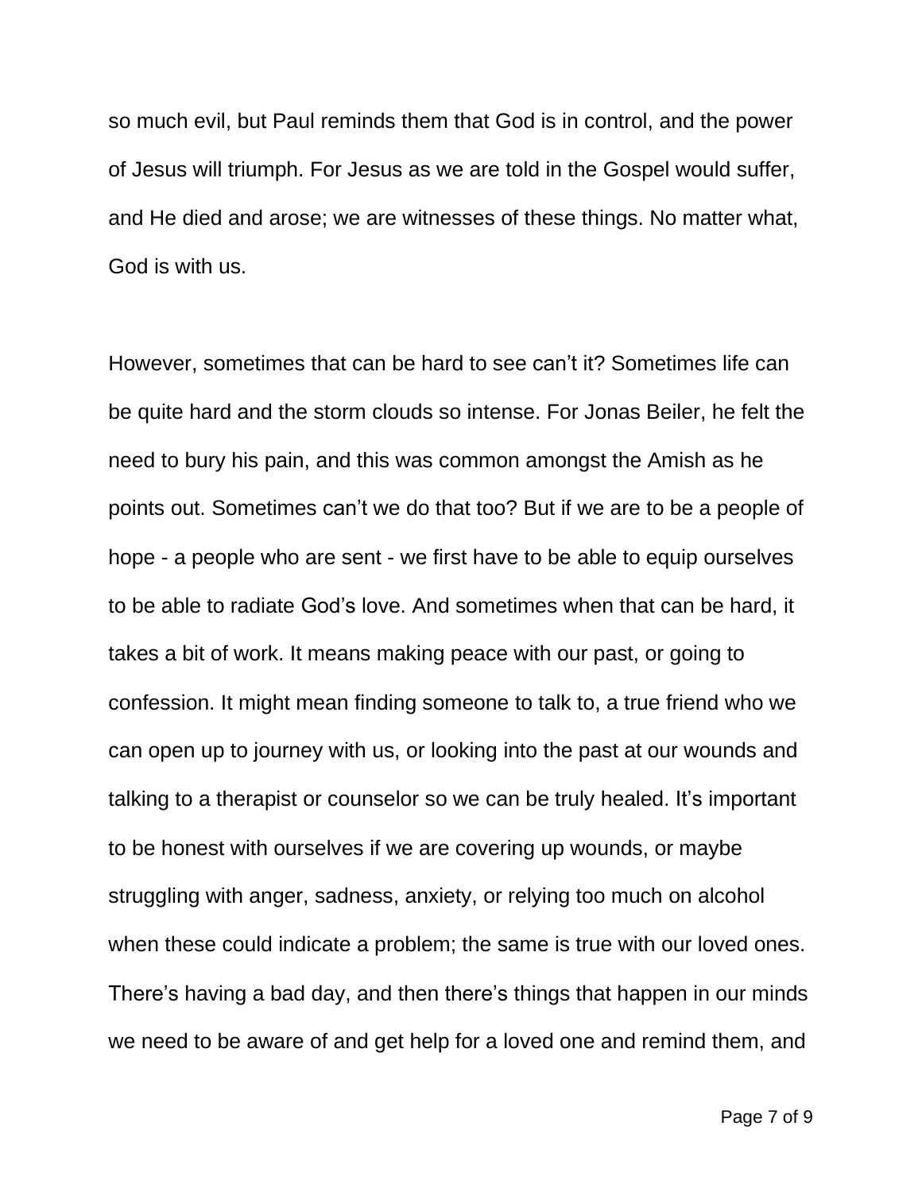so much evil, but Paul reminds them that God is in control, and the power of Jesus will triumph. For Jesus as we are told in the Gospel would suffer, and He died and arose; we are witnesses of these things. No matter what, God is with us.

However, sometimes that can be hard to see can't it? Sometimes life can be quite hard and the storm clouds so intense. For Jonas Beiler, he felt the need to bury his pain, and this was common amongst the Amish as he points out. Sometimes can't we do that too? But if we are to be a people of hope - a people who are sent - we first have to be able to equip ourselves to be able to radiate God's love. And sometimes when that can be hard, it takes a bit of work. It means making peace with our past, or going to confession. It might mean finding someone to talk to, a true friend who we can open up to journey with us, or looking into the past at our wounds and talking to a therapist or counselor so we can be truly healed. It's important to be honest with ourselves if we are covering up wounds, or maybe struggling with anger, sadness, anxiety, or relying too much on alcohol when these could indicate a problem; the same is true with our loved ones. There's having a bad day, and then there's things that happen in our minds we need to be aware of and get help for a loved one and remind them, and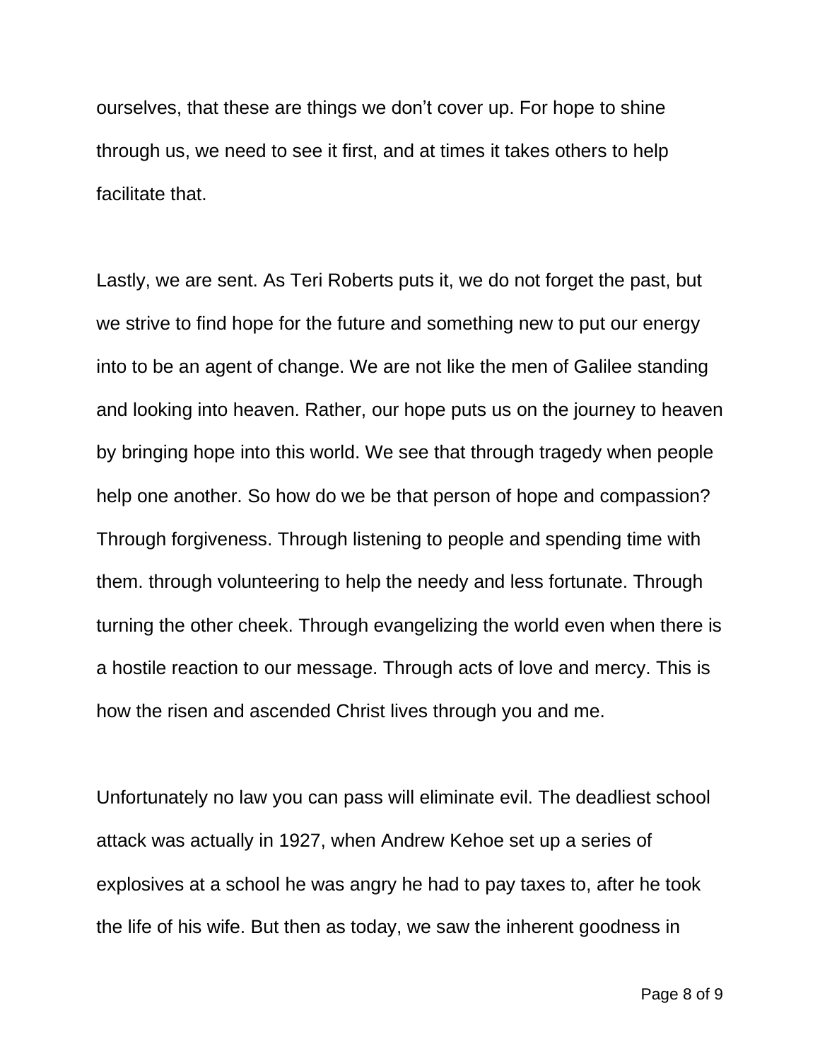ourselves, that these are things we don't cover up. For hope to shine through us, we need to see it first, and at times it takes others to help facilitate that.

Lastly, we are sent. As Teri Roberts puts it, we do not forget the past, but we strive to find hope for the future and something new to put our energy into to be an agent of change. We are not like the men of Galilee standing and looking into heaven. Rather, our hope puts us on the journey to heaven by bringing hope into this world. We see that through tragedy when people help one another. So how do we be that person of hope and compassion? Through forgiveness. Through listening to people and spending time with them. through volunteering to help the needy and less fortunate. Through turning the other cheek. Through evangelizing the world even when there is a hostile reaction to our message. Through acts of love and mercy. This is how the risen and ascended Christ lives through you and me.

Unfortunately no law you can pass will eliminate evil. The deadliest school attack was actually in 1927, when Andrew Kehoe set up a series of explosives at a school he was angry he had to pay taxes to, after he took the life of his wife. But then as today, we saw the inherent goodness in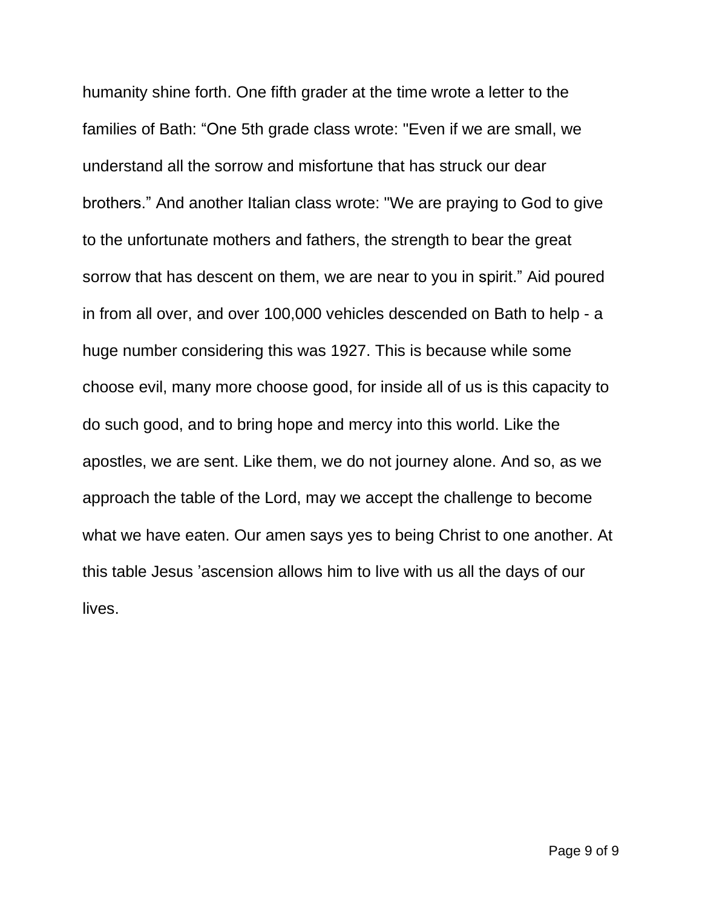humanity shine forth. One fifth grader at the time wrote a letter to the families of Bath: “One 5th grade class wrote: "Even if we are small, we understand all the sorrow and misfortune that has struck our dear brothers.” And another Italian class wrote: "We are praying to God to give to the unfortunate mothers and fathers, the strength to bear the great sorrow that has descent on them, we are near to you in spirit.” Aid poured in from all over, and over 100,000 vehicles descended on Bath to help - a huge number considering this was 1927. This is because while some choose evil, many more choose good, for inside all of us is this capacity to do such good, and to bring hope and mercy into this world. Like the apostles, we are sent. Like them, we do not journey alone. And so, as we approach the table of the Lord, may we accept the challenge to become what we have eaten. Our amen says yes to being Christ to one another. At this table Jesus ’ascension allows him to live with us all the days of our lives.